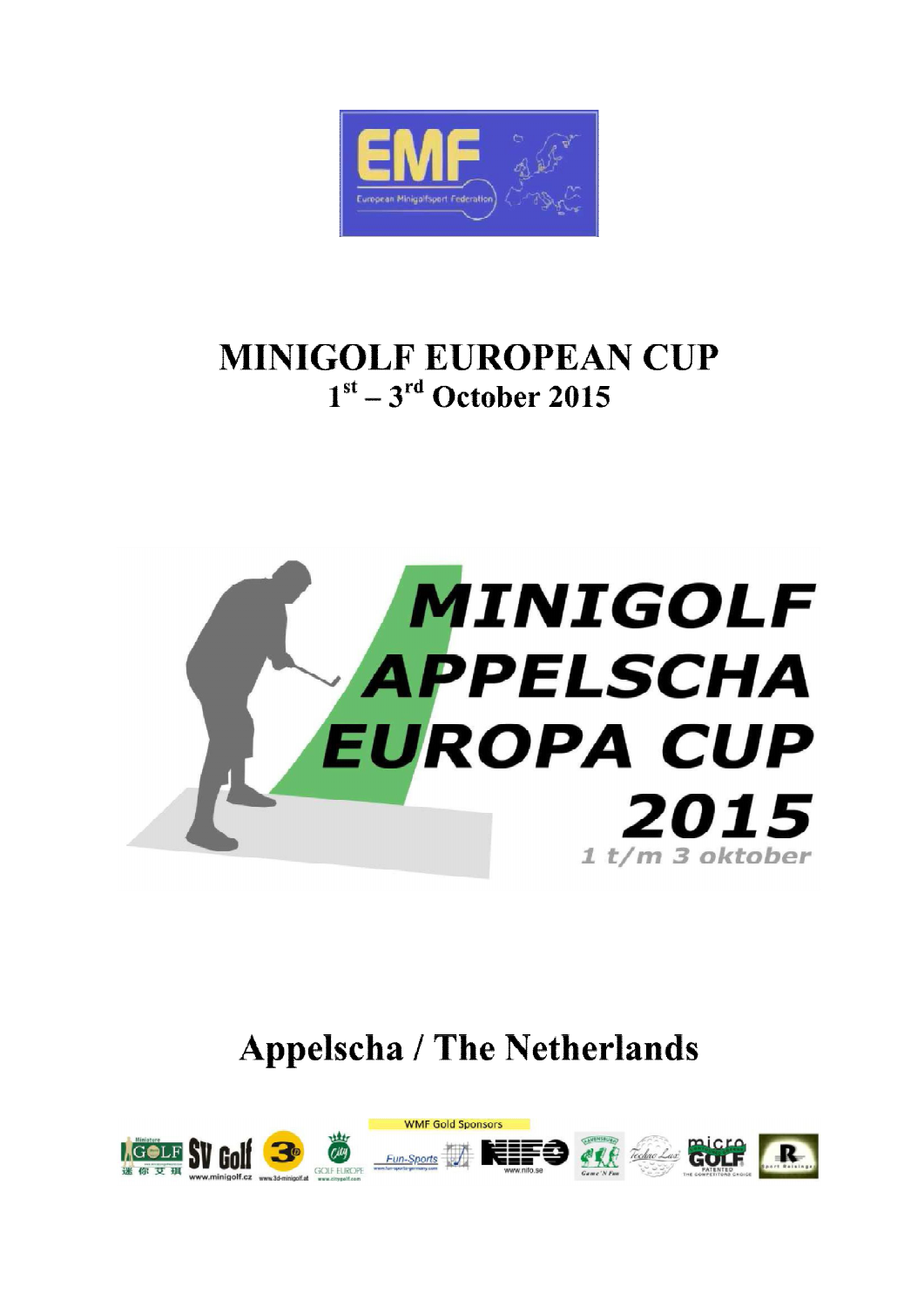# MINIGOLF EUROPEAN CUP

## 1st – 3rd October 2015

MINIGOLF APPELSCHA EUROPA CUP 2015

1 t/m 3 oktober

## Appelscha / The Netherlands

WMF Gold Sponsors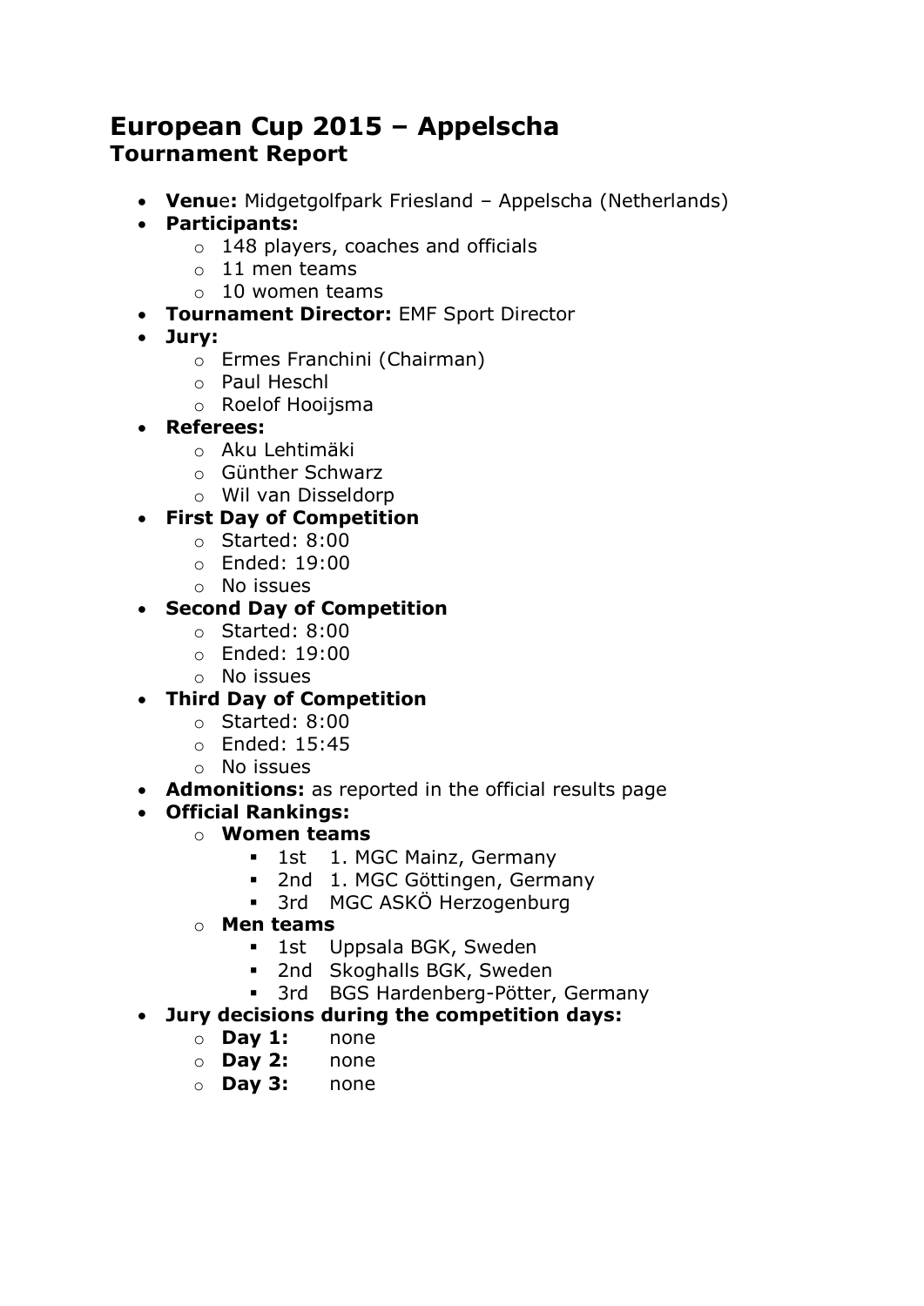# European Cup 2015 – Appelscha
## Tournament Report

- **Venue:** Midgetgolfpark Friesland – Appelscha (Netherlands)
- **Participants:**
  - 148 players, coaches and officials
  - 11 men teams
  - 10 women teams
- **Tournament Director:** EMF Sport Director
- **Jury:**
  - Ermes Franchini (Chairman)
  - Paul Heschl
  - Roelof Hooijsma
- **Referees:**
  - Aku Lehtimäki
  - Günther Schwarz
  - Wil van Disseldorp
- **First Day of Competition**
  - Started: 8:00
  - Ended: 19:00
  - No issues
- **Second Day of Competition**
  - Started: 8:00
  - Ended: 19:00
  - No issues
- **Third Day of Competition**
  - Started: 8:00
  - Ended: 15:45
  - No issues
- **Admonitions:** as reported in the official results page
- **Official Rankings:**
  - **Women teams**
    - 1st 1. MGC Mainz, Germany
    - 2nd 1. MGC Göttingen, Germany
    - 3rd MGC ASKÖ Herzogenburg
  - **Men teams**
    - 1st Uppsala BGK, Sweden
    - 2nd Skoghalls BGK, Sweden
    - 3rd BGS Hardenberg-Pötter, Germany
- **Jury decisions during the competition days:**
  - **Day 1:** none
  - **Day 2:** none
  - **Day 3:** none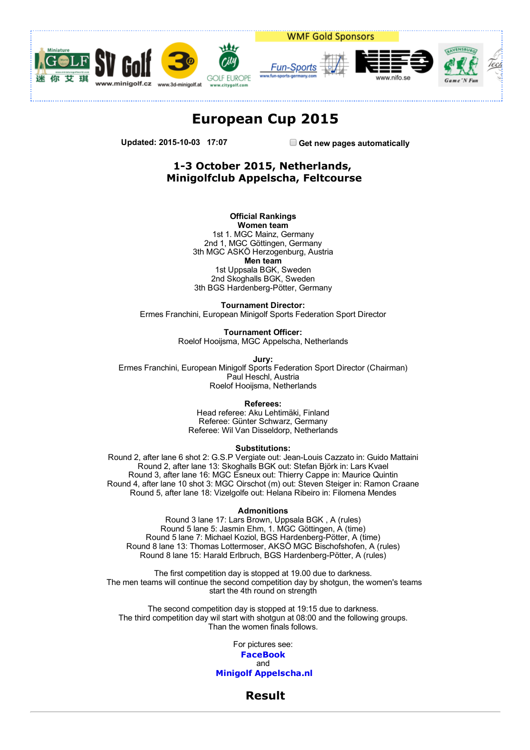WMF Gold Sponsors

# European Cup 2015

**Updated: 2015-10-03 17:07** **Get new pages automatically**

## 1-3 October 2015, Netherlands, Minigolfclub Appelscha, Feltcourse

**Official Rankings**
**Women team**
1st 1. MGC Mainz, Germany
2nd 1, MGC Göttingen, Germany
3th MGC ASKÖ Herzogenburg, Austria
**Men team**
1st Uppsala BGK, Sweden
2nd Skoghalls BGK, Sweden
3th BGS Hardenberg-Pötter, Germany

**Tournament Director:**
Ermes Franchini, European Minigolf Sports Federation Sport Director

**Tournament Officer:**
Roelof Hooijsma, MGC Appelscha, Netherlands

**Jury:**
Ermes Franchini, European Minigolf Sports Federation Sport Director (Chairman)
Paul Heschl, Austria
Roelof Hooijsma, Netherlands

**Referees:**
Head referee: Aku Lehtimäki, Finland
Referee: Günter Schwarz, Germany
Referee: Wil Van Disseldorp, Netherlands

**Substitutions:**
Round 2, after lane 6 shot 2: G.S.P Vergiate out: Jean-Louis Cazzato in: Guido Mattaini
Round 2, after lane 13: Skoghalls BGK out: Stefan Björk in: Lars Kvael
Round 3, after lane 16: MGC Esneux out: Thierry Cappe in: Maurice Quintin
Round 4, after lane 10 shot 3: MGC Oirschot (m) out: Steven Steiger in: Ramon Craane
Round 5, after lane 18: Vizelgolfe out: Helana Ribeiro in: Filomena Mendes

**Admonitions**
Round 3 lane 17: Lars Brown, Uppsala BGK , A (rules)
Round 5 lane 5: Jasmin Ehm, 1. MGC Göttingen, A (time)
Round 5 lane 7: Michael Koziol, BGS Hardenberg-Pötter, A (time)
Round 8 lane 13: Thomas Lottermoser, AKSÖ MGC Bischofshofen, A (rules)
Round 8 lane 15: Harald Erlbruch, BGS Hardenberg-Pötter, A (rules)

The first competition day is stopped at 19.00 due to darkness.
The men teams will continue the second competition day by shotgun, the women's teams start the 4th round on strength

The second competition day is stopped at 19:15 due to darkness.
The third competition day wil start with shotgun at 08:00 and the following groups.
Than the women finals follows.

For pictures see:
**FaceBook**
and
**Minigolf Appelscha.nl**

## Result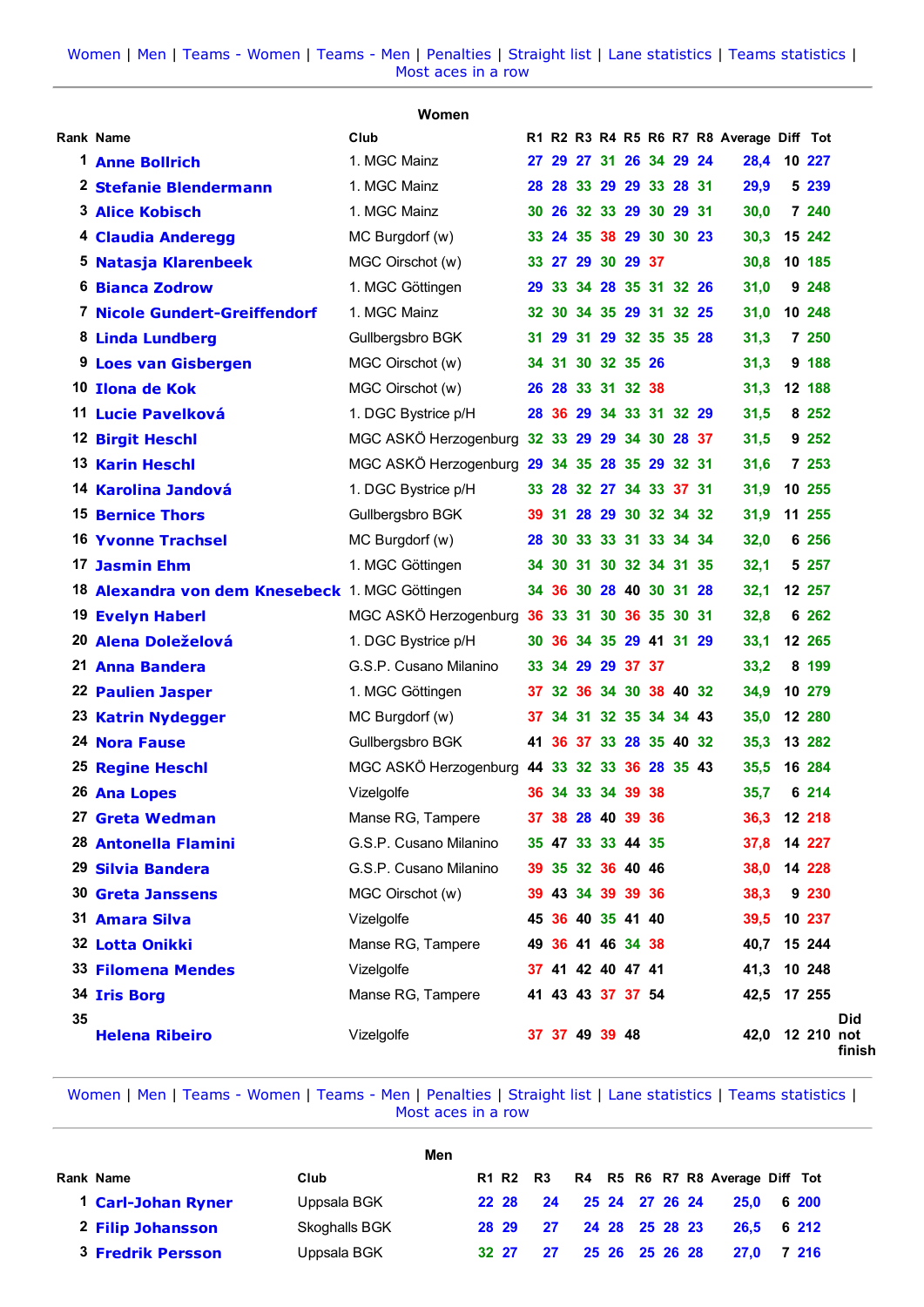Women | Men | Teams - Women | Teams - Men | Penalties | Straight list | Lane statistics | Teams statistics | Most aces in a row

## Women

| Rank | Name | Club | R1 | R2 | R3 | R4 | R5 | R6 | R7 | R8 | Average | Diff | Tot | |
|---|---|---|---|---|---|---|---|---|---|---|---|---|---|---|
| 1 | **Anne Bollrich** | 1. MGC Mainz | 27 | 29 | 27 | 31 | 26 | 34 | 29 | 24 | 28,4 | 10 | 227 | |
| 2 | **Stefanie Blendermann** | 1. MGC Mainz | 28 | 28 | 33 | 29 | 29 | 33 | 28 | 31 | 29,9 | 5 | 239 | |
| 3 | **Alice Kobisch** | 1. MGC Mainz | 30 | 26 | 32 | 33 | 29 | 30 | 29 | 31 | 30,0 | 7 | 240 | |
| 4 | **Claudia Anderegg** | MC Burgdorf (w) | 33 | 24 | 35 | 38 | 29 | 30 | 30 | 23 | 30,3 | 15 | 242 | |
| 5 | **Natasja Klarenbeek** | MGC Oirschot (w) | 33 | 27 | 29 | 30 | 29 | 37 | | | 30,8 | 10 | 185 | |
| 6 | **Bianca Zodrow** | 1. MGC Göttingen | 29 | 33 | 34 | 28 | 35 | 31 | 32 | 26 | 31,0 | 9 | 248 | |
| 7 | **Nicole Gundert-Greiffendorf** | 1. MGC Mainz | 32 | 30 | 34 | 35 | 29 | 31 | 32 | 25 | 31,0 | 10 | 248 | |
| 8 | **Linda Lundberg** | Gullbergsbro BGK | 31 | 29 | 31 | 29 | 32 | 35 | 35 | 28 | 31,3 | 7 | 250 | |
| 9 | **Loes van Gisbergen** | MGC Oirschot (w) | 34 | 31 | 30 | 32 | 35 | 26 | | | 31,3 | 9 | 188 | |
| 10 | **Ilona de Kok** | MGC Oirschot (w) | 26 | 28 | 33 | 31 | 32 | 38 | | | 31,3 | 12 | 188 | |
| 11 | **Lucie Pavelková** | 1. DGC Bystrice p/H | 28 | 36 | 29 | 34 | 33 | 31 | 32 | 29 | 31,5 | 8 | 252 | |
| 12 | **Birgit Heschl** | MGC ASKÖ Herzogenburg | 32 | 33 | 29 | 29 | 34 | 30 | 28 | 37 | 31,5 | 9 | 252 | |
| 13 | **Karin Heschl** | MGC ASKÖ Herzogenburg | 29 | 34 | 35 | 28 | 35 | 29 | 32 | 31 | 31,6 | 7 | 253 | |
| 14 | **Karolina Jandová** | 1. DGC Bystrice p/H | 33 | 28 | 32 | 27 | 34 | 33 | 37 | 31 | 31,9 | 10 | 255 | |
| 15 | **Bernice Thors** | Gullbergsbro BGK | 39 | 31 | 28 | 29 | 30 | 32 | 34 | 32 | 31,9 | 11 | 255 | |
| 16 | **Yvonne Trachsel** | MC Burgdorf (w) | 28 | 30 | 33 | 33 | 31 | 33 | 34 | 34 | 32,0 | 6 | 256 | |
| 17 | **Jasmin Ehm** | 1. MGC Göttingen | 34 | 30 | 31 | 30 | 32 | 34 | 31 | 35 | 32,1 | 5 | 257 | |
| 18 | **Alexandra von dem Knesebeck** | 1. MGC Göttingen | 34 | 36 | 30 | 28 | 40 | 30 | 31 | 28 | 32,1 | 12 | 257 | |
| 19 | **Evelyn Haberl** | MGC ASKÖ Herzogenburg | 36 | 33 | 31 | 30 | 36 | 35 | 30 | 31 | 32,8 | 6 | 262 | |
| 20 | **Alena Doleželová** | 1. DGC Bystrice p/H | 30 | 36 | 34 | 35 | 29 | 41 | 31 | 29 | 33,1 | 12 | 265 | |
| 21 | **Anna Bandera** | G.S.P. Cusano Milanino | 33 | 34 | 29 | 29 | 37 | 37 | | | 33,2 | 8 | 199 | |
| 22 | **Paulien Jasper** | 1. MGC Göttingen | 37 | 32 | 36 | 34 | 30 | 38 | 40 | 32 | 34,9 | 10 | 279 | |
| 23 | **Katrin Nydegger** | MC Burgdorf (w) | 37 | 34 | 31 | 32 | 35 | 34 | 34 | 43 | 35,0 | 12 | 280 | |
| 24 | **Nora Fause** | Gullbergsbro BGK | 41 | 36 | 37 | 33 | 28 | 35 | 40 | 32 | 35,3 | 13 | 282 | |
| 25 | **Regine Heschl** | MGC ASKÖ Herzogenburg | 44 | 33 | 32 | 33 | 36 | 28 | 35 | 43 | 35,5 | 16 | 284 | |
| 26 | **Ana Lopes** | Vizelgolfe | 36 | 34 | 33 | 34 | 39 | 38 | | | 35,7 | 6 | 214 | |
| 27 | **Greta Wedman** | Manse RG, Tampere | 37 | 38 | 28 | 40 | 39 | 36 | | | 36,3 | 12 | 218 | |
| 28 | **Antonella Flamini** | G.S.P. Cusano Milanino | 35 | 47 | 33 | 33 | 44 | 35 | | | 37,8 | 14 | 227 | |
| 29 | **Silvia Bandera** | G.S.P. Cusano Milanino | 39 | 35 | 32 | 36 | 40 | 46 | | | 38,0 | 14 | 228 | |
| 30 | **Greta Janssens** | MGC Oirschot (w) | 39 | 43 | 34 | 39 | 39 | 36 | | | 38,3 | 9 | 230 | |
| 31 | **Amara Silva** | Vizelgolfe | 45 | 36 | 40 | 35 | 41 | 40 | | | 39,5 | 10 | 237 | |
| 32 | **Lotta Onikki** | Manse RG, Tampere | 49 | 36 | 41 | 46 | 34 | 38 | | | 40,7 | 15 | 244 | |
| 33 | **Filomena Mendes** | Vizelgolfe | 37 | 41 | 42 | 40 | 47 | 41 | | | 41,3 | 10 | 248 | |
| 34 | **Iris Borg** | Manse RG, Tampere | 41 | 43 | 43 | 37 | 37 | 54 | | | 42,5 | 17 | 255 | |
| 35 | **Helena Ribeiro** | Vizelgolfe | 37 | 37 | 49 | 39 | 48 | | | | 42,0 | 12 | 210 | Did not finish |

Women | Men | Teams - Women | Teams - Men | Penalties | Straight list | Lane statistics | Teams statistics | Most aces in a row

## Men

| Rank | Name | Club | R1 | R2 | R3 | R4 | R5 | R6 | R7 | R8 | Average | Diff | Tot |
|---|---|---|---|---|---|---|---|---|---|---|---|---|---|
| 1 | **Carl-Johan Ryner** | Uppsala BGK | 22 | 28 | 24 | 25 | 24 | 27 | 26 | 24 | 25,0 | 6 | 200 |
| 2 | **Filip Johansson** | Skoghalls BGK | 28 | 29 | 27 | 24 | 28 | 25 | 28 | 23 | 26,5 | 6 | 212 |
| 3 | **Fredrik Persson** | Uppsala BGK | 32 | 27 | 27 | 25 | 26 | 25 | 26 | 28 | 27,0 | 7 | 216 |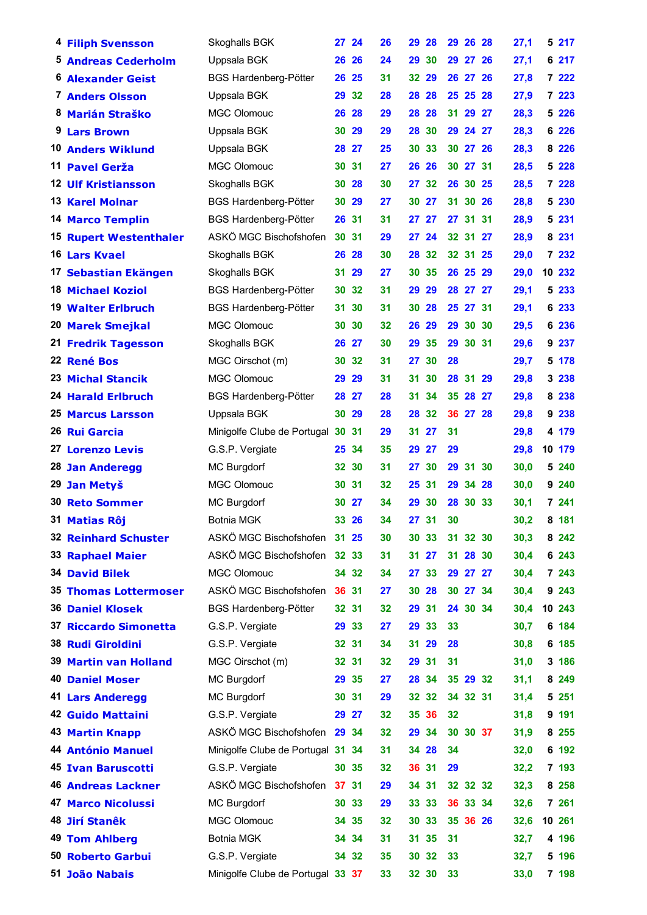| | | | | | | | | | | | | |
|---|---|---|---|---|---|---|---|---|---|---|---|---|
| 4 | Filiph Svensson | Skoghalls BGK | 27 | 24 | 26 | 29 | 28 | 29 | 26 | 28 | 27,1 | 5 217 |
| 5 | Andreas Cederholm | Uppsala BGK | 26 | 26 | 24 | 29 | 30 | 29 | 27 | 26 | 27,1 | 6 217 |
| 6 | Alexander Geist | BGS Hardenberg-Pötter | 26 | 25 | 31 | 32 | 29 | 26 | 27 | 26 | 27,8 | 7 222 |
| 7 | Anders Olsson | Uppsala BGK | 29 | 32 | 28 | 28 | 28 | 25 | 25 | 28 | 27,9 | 7 223 |
| 8 | Marián Straško | MGC Olomouc | 26 | 28 | 29 | 28 | 28 | 31 | 29 | 27 | 28,3 | 5 226 |
| 9 | Lars Brown | Uppsala BGK | 30 | 29 | 29 | 28 | 30 | 29 | 24 | 27 | 28,3 | 6 226 |
| 10 | Anders Wiklund | Uppsala BGK | 28 | 27 | 25 | 30 | 33 | 30 | 27 | 26 | 28,3 | 8 226 |
| 11 | Pavel Gerža | MGC Olomouc | 30 | 31 | 27 | 26 | 26 | 30 | 27 | 31 | 28,5 | 5 228 |
| 12 | Ulf Kristiansson | Skoghalls BGK | 30 | 28 | 30 | 27 | 32 | 26 | 30 | 25 | 28,5 | 7 228 |
| 13 | Karel Molnar | BGS Hardenberg-Pötter | 30 | 29 | 27 | 30 | 27 | 31 | 30 | 26 | 28,8 | 5 230 |
| 14 | Marco Templin | BGS Hardenberg-Pötter | 26 | 31 | 31 | 27 | 27 | 27 | 31 | 31 | 28,9 | 5 231 |
| 15 | Rupert Westenthaler | ASKÖ MGC Bischofshofen | 30 | 31 | 29 | 27 | 24 | 32 | 31 | 27 | 28,9 | 8 231 |
| 16 | Lars Kvael | Skoghalls BGK | 26 | 28 | 30 | 28 | 32 | 32 | 31 | 25 | 29,0 | 7 232 |
| 17 | Sebastian Ekängen | Skoghalls BGK | 31 | 29 | 27 | 30 | 35 | 26 | 25 | 29 | 29,0 | 10 232 |
| 18 | Michael Koziol | BGS Hardenberg-Pötter | 30 | 32 | 31 | 29 | 29 | 28 | 27 | 27 | 29,1 | 5 233 |
| 19 | Walter Erlbruch | BGS Hardenberg-Pötter | 31 | 30 | 31 | 30 | 28 | 25 | 27 | 31 | 29,1 | 6 233 |
| 20 | Marek Smejkal | MGC Olomouc | 30 | 30 | 32 | 26 | 29 | 29 | 30 | 30 | 29,5 | 6 236 |
| 21 | Fredrik Tagesson | Skoghalls BGK | 26 | 27 | 30 | 29 | 35 | 29 | 30 | 31 | 29,6 | 9 237 |
| 22 | René Bos | MGC Oirschot (m) | 30 | 32 | 31 | 27 | 30 | 28 | | | 29,7 | 5 178 |
| 23 | Michal Stancik | MGC Olomouc | 29 | 29 | 31 | 31 | 30 | 28 | 31 | 29 | 29,8 | 3 238 |
| 24 | Harald Erlbruch | BGS Hardenberg-Pötter | 28 | 27 | 28 | 31 | 34 | 35 | 28 | 27 | 29,8 | 8 238 |
| 25 | Marcus Larsson | Uppsala BGK | 30 | 29 | 28 | 28 | 32 | 36 | 27 | 28 | 29,8 | 9 238 |
| 26 | Rui Garcia | Minigolfe Clube de Portugal | 30 | 31 | 29 | 31 | 27 | 31 | | | 29,8 | 4 179 |
| 27 | Lorenzo Levis | G.S.P. Vergiate | 25 | 34 | 35 | 29 | 27 | 29 | | | 29,8 | 10 179 |
| 28 | Jan Anderegg | MC Burgdorf | 32 | 30 | 31 | 27 | 30 | 29 | 31 | 30 | 30,0 | 5 240 |
| 29 | Jan Metyš | MGC Olomouc | 30 | 31 | 32 | 25 | 31 | 29 | 34 | 28 | 30,0 | 9 240 |
| 30 | Reto Sommer | MC Burgdorf | 30 | 27 | 34 | 29 | 30 | 28 | 30 | 33 | 30,1 | 7 241 |
| 31 | Matias Rôj | Botnia MGK | 33 | 26 | 34 | 27 | 31 | 30 | | | 30,2 | 8 181 |
| 32 | Reinhard Schuster | ASKÖ MGC Bischofshofen | 31 | 25 | 30 | 30 | 33 | 31 | 32 | 30 | 30,3 | 8 242 |
| 33 | Raphael Maier | ASKÖ MGC Bischofshofen | 32 | 33 | 31 | 31 | 27 | 31 | 28 | 30 | 30,4 | 6 243 |
| 34 | David Bilek | MGC Olomouc | 34 | 32 | 34 | 27 | 33 | 29 | 27 | 27 | 30,4 | 7 243 |
| 35 | Thomas Lottermoser | ASKÖ MGC Bischofshofen | 36 | 31 | 27 | 30 | 28 | 30 | 27 | 34 | 30,4 | 9 243 |
| 36 | Daniel Klosek | BGS Hardenberg-Pötter | 32 | 31 | 32 | 29 | 31 | 24 | 30 | 34 | 30,4 | 10 243 |
| 37 | Riccardo Simonetta | G.S.P. Vergiate | 29 | 33 | 27 | 29 | 33 | 33 | | | 30,7 | 6 184 |
| 38 | Rudi Giroldini | G.S.P. Vergiate | 32 | 31 | 34 | 31 | 29 | 28 | | | 30,8 | 6 185 |
| 39 | Martin van Holland | MGC Oirschot (m) | 32 | 31 | 32 | 29 | 31 | 31 | | | 31,0 | 3 186 |
| 40 | Daniel Moser | MC Burgdorf | 29 | 35 | 27 | 28 | 34 | 35 | 29 | 32 | 31,1 | 8 249 |
| 41 | Lars Anderegg | MC Burgdorf | 30 | 31 | 29 | 32 | 32 | 34 | 32 | 31 | 31,4 | 5 251 |
| 42 | Guido Mattaini | G.S.P. Vergiate | 29 | 27 | 32 | 35 | 36 | 32 | | | 31,8 | 9 191 |
| 43 | Martin Knapp | ASKÖ MGC Bischofshofen | 29 | 34 | 32 | 29 | 34 | 30 | 30 | 37 | 31,9 | 8 255 |
| 44 | António Manuel | Minigolfe Clube de Portugal | 31 | 34 | 31 | 34 | 28 | 34 | | | 32,0 | 6 192 |
| 45 | Ivan Baruscotti | G.S.P. Vergiate | 30 | 35 | 32 | 36 | 31 | 29 | | | 32,2 | 7 193 |
| 46 | Andreas Lackner | ASKÖ MGC Bischofshofen | 37 | 31 | 29 | 34 | 31 | 32 | 32 | 32 | 32,3 | 8 258 |
| 47 | Marco Nicolussi | MC Burgdorf | 30 | 33 | 29 | 33 | 33 | 36 | 33 | 34 | 32,6 | 7 261 |
| 48 | Jirí Stanêk | MGC Olomouc | 34 | 35 | 32 | 30 | 33 | 35 | 36 | 26 | 32,6 | 10 261 |
| 49 | Tom Ahlberg | Botnia MGK | 34 | 34 | 31 | 31 | 35 | 31 | | | 32,7 | 4 196 |
| 50 | Roberto Garbui | G.S.P. Vergiate | 34 | 32 | 35 | 30 | 32 | 33 | | | 32,7 | 5 196 |
| 51 | João Nabais | Minigolfe Clube de Portugal | 33 | 37 | 33 | 32 | 30 | 33 | | | 33,0 | 7 198 |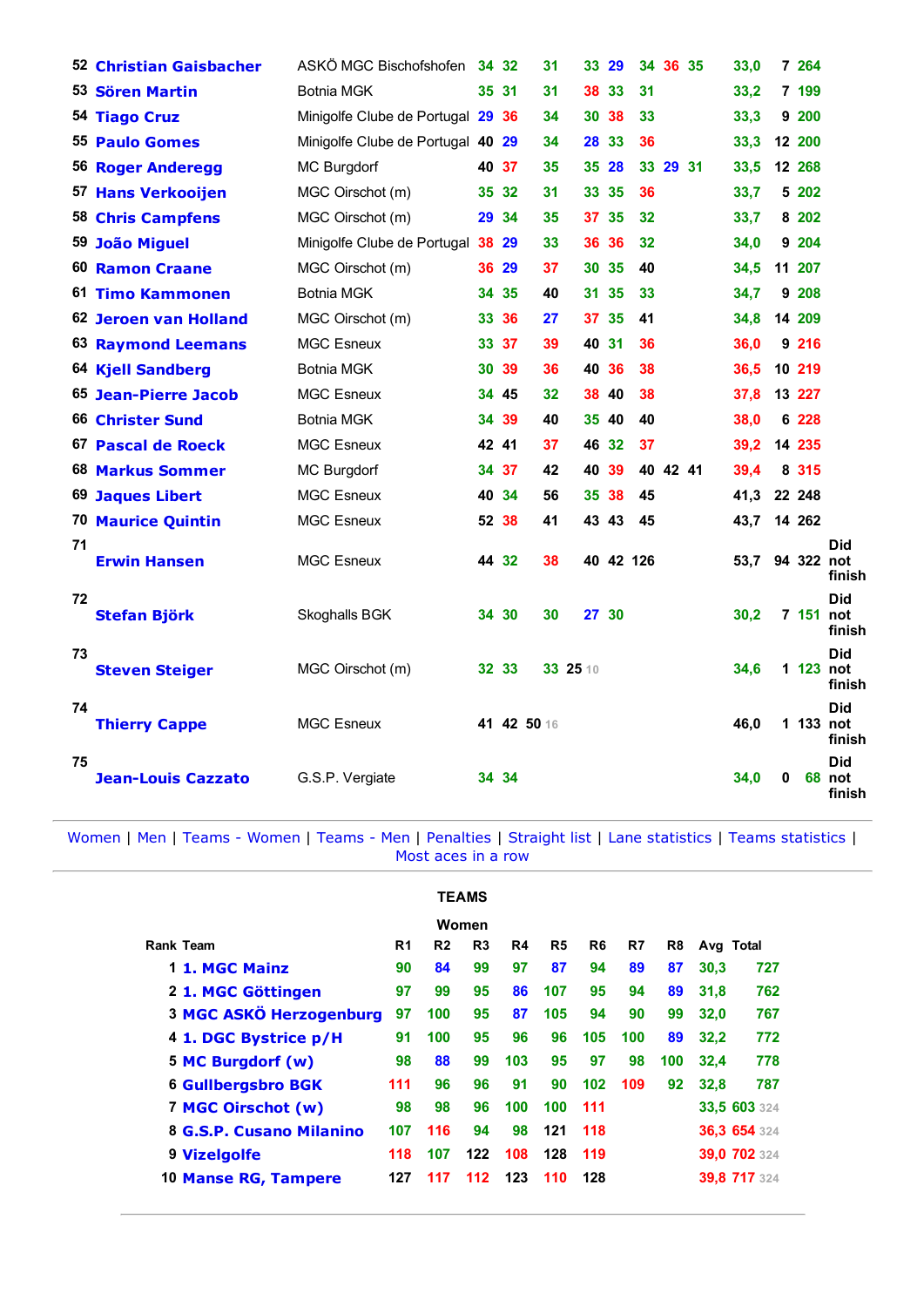| Rank | Name | Club | | | | | | | | | | Avg | | Total | |
|---|---|---|---|---|---|---|---|---|---|---|---|---|---|---|---|
| 52 | **Christian Gaisbacher** | ASKÖ MGC Bischofshofen | 34 | 32 | 31 | 33 | 29 | 34 | 36 | 35 | | 33,0 | 7 | 264 | |
| 53 | **Sören Martin** | Botnia MGK | 35 | 31 | 31 | 38 | 33 | 31 | | | | 33,2 | 7 | 199 | |
| 54 | **Tiago Cruz** | Minigolfe Clube de Portugal | 29 | 36 | 34 | 30 | 38 | 33 | | | | 33,3 | 9 | 200 | |
| 55 | **Paulo Gomes** | Minigolfe Clube de Portugal | 40 | 29 | 34 | 28 | 33 | 36 | | | | 33,3 | 12 | 200 | |
| 56 | **Roger Anderegg** | MC Burgdorf | 40 | 37 | 35 | 35 | 28 | 33 | 29 | 31 | | 33,5 | 12 | 268 | |
| 57 | **Hans Verkooijen** | MGC Oirschot (m) | 35 | 32 | 31 | 33 | 35 | 36 | | | | 33,7 | 5 | 202 | |
| 58 | **Chris Campfens** | MGC Oirschot (m) | 29 | 34 | 35 | 37 | 35 | 32 | | | | 33,7 | 8 | 202 | |
| 59 | **João Miguel** | Minigolfe Clube de Portugal | 38 | 29 | 33 | 36 | 36 | 32 | | | | 34,0 | 9 | 204 | |
| 60 | **Ramon Craane** | MGC Oirschot (m) | 36 | 29 | 37 | 30 | 35 | 40 | | | | 34,5 | 11 | 207 | |
| 61 | **Timo Kammonen** | Botnia MGK | 34 | 35 | 40 | 31 | 35 | 33 | | | | 34,7 | 9 | 208 | |
| 62 | **Jeroen van Holland** | MGC Oirschot (m) | 33 | 36 | 27 | 37 | 35 | 41 | | | | 34,8 | 14 | 209 | |
| 63 | **Raymond Leemans** | MGC Esneux | 33 | 37 | 39 | 40 | 31 | 36 | | | | 36,0 | 9 | 216 | |
| 64 | **Kjell Sandberg** | Botnia MGK | 30 | 39 | 36 | 40 | 36 | 38 | | | | 36,5 | 10 | 219 | |
| 65 | **Jean-Pierre Jacob** | MGC Esneux | 34 | 45 | 32 | 38 | 40 | 38 | | | | 37,8 | 13 | 227 | |
| 66 | **Christer Sund** | Botnia MGK | 34 | 39 | 40 | 35 | 40 | 40 | | | | 38,0 | 6 | 228 | |
| 67 | **Pascal de Roeck** | MGC Esneux | 42 | 41 | 37 | 46 | 32 | 37 | | | | 39,2 | 14 | 235 | |
| 68 | **Markus Sommer** | MC Burgdorf | 34 | 37 | 42 | 40 | 39 | 40 | 42 | 41 | | 39,4 | 8 | 315 | |
| 69 | **Jaques Libert** | MGC Esneux | 40 | 34 | 56 | 35 | 38 | 45 | | | | 41,3 | 22 | 248 | |
| 70 | **Maurice Quintin** | MGC Esneux | 52 | 38 | 41 | 43 | 43 | 45 | | | | 43,7 | 14 | 262 | |
| 71 | **Erwin Hansen** | MGC Esneux | 44 | 32 | 38 | 40 | 42 | 126 | | | | 53,7 | 94 | 322 | Did not finish |
| 72 | **Stefan Björk** | Skoghalls BGK | 34 | 30 | 30 | 27 | 30 | | | | | 30,2 | 7 | 151 | Did not finish |
| 73 | **Steven Steiger** | MGC Oirschot (m) | 32 | 33 | 33 | 25 10 | | | | | | 34,6 | 1 | 123 | Did not finish |
| 74 | **Thierry Cappe** | MGC Esneux | 41 | 42 | 50 16 | | | | | | | 46,0 | 1 | 133 | Did not finish |
| 75 | **Jean-Louis Cazzato** | G.S.P. Vergiate | 34 | 34 | | | | | | | | 34,0 | 0 | 68 | Did not finish |

Women | Men | Teams - Women | Teams - Men | Penalties | Straight list | Lane statistics | Teams statistics | Most aces in a row

## TEAMS

### Women

| Rank | Team | R1 | R2 | R3 | R4 | R5 | R6 | R7 | R8 | Avg | Total |
|---|---|---|---|---|---|---|---|---|---|---|---|
| 1 | **1. MGC Mainz** | 90 | 84 | 99 | 97 | 87 | 94 | 89 | 87 | 30,3 | 727 |
| 2 | **1. MGC Göttingen** | 97 | 99 | 95 | 86 | 107 | 95 | 94 | 89 | 31,8 | 762 |
| 3 | **MGC ASKÖ Herzogenburg** | 97 | 100 | 95 | 87 | 105 | 94 | 90 | 99 | 32,0 | 767 |
| 4 | **1. DGC Bystrice p/H** | 91 | 100 | 95 | 96 | 96 | 105 | 100 | 89 | 32,2 | 772 |
| 5 | **MC Burgdorf (w)** | 98 | 88 | 99 | 103 | 95 | 97 | 98 | 100 | 32,4 | 778 |
| 6 | **Gullbergsbro BGK** | 111 | 96 | 96 | 91 | 90 | 102 | 109 | 92 | 32,8 | 787 |
| 7 | **MGC Oirschot (w)** | 98 | 98 | 96 | 100 | 100 | 111 | | | 33,5 | 603 324 |
| 8 | **G.S.P. Cusano Milanino** | 107 | 116 | 94 | 98 | 121 | 118 | | | 36,3 | 654 324 |
| 9 | **Vizelgolfe** | 118 | 107 | 122 | 108 | 128 | 119 | | | 39,0 | 702 324 |
| 10 | **Manse RG, Tampere** | 127 | 117 | 112 | 123 | 110 | 128 | | | 39,8 | 717 324 |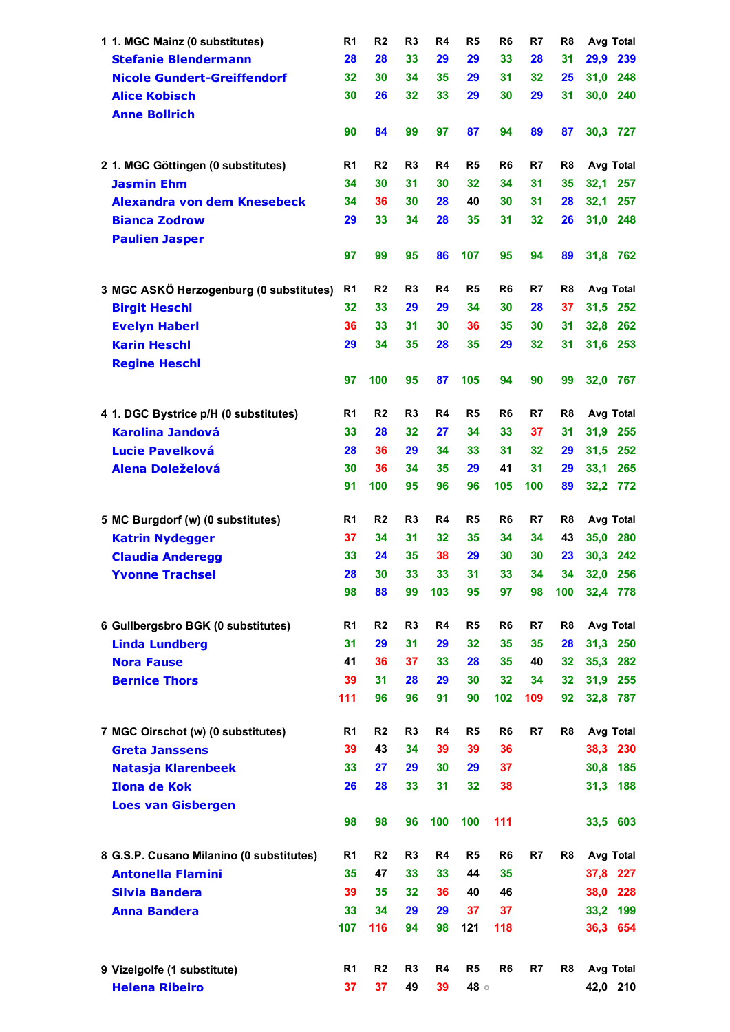| 1 1. MGC Mainz (0 substitutes) | R1 | R2 | R3 | R4 | R5 | R6 | R7 | R8 | Avg | Total |
|---|---|---|---|---|---|---|---|---|---|---|
| Stefanie Blendermann | 28 | 28 | 33 | 29 | 29 | 33 | 28 | 31 | 29,9 | 239 |
| Nicole Gundert-Greiffendorf | 32 | 30 | 34 | 35 | 29 | 31 | 32 | 25 | 31,0 | 248 |
| Alice Kobisch | 30 | 26 | 32 | 33 | 29 | 30 | 29 | 31 | 30,0 | 240 |
| Anne Bollrich | | | | | | | | | | |
| | 90 | 84 | 99 | 97 | 87 | 94 | 89 | 87 | 30,3 | 727 |

| 2 1. MGC Göttingen (0 substitutes) | R1 | R2 | R3 | R4 | R5 | R6 | R7 | R8 | Avg | Total |
|---|---|---|---|---|---|---|---|---|---|---|
| Jasmin Ehm | 34 | 30 | 31 | 30 | 32 | 34 | 31 | 35 | 32,1 | 257 |
| Alexandra von dem Knesebeck | 34 | 36 | 30 | 28 | 40 | 30 | 31 | 28 | 32,1 | 257 |
| Bianca Zodrow | 29 | 33 | 34 | 28 | 35 | 31 | 32 | 26 | 31,0 | 248 |
| Paulien Jasper | | | | | | | | | | |
| | 97 | 99 | 95 | 86 | 107 | 95 | 94 | 89 | 31,8 | 762 |

| 3 MGC ASKÖ Herzogenburg (0 substitutes) | R1 | R2 | R3 | R4 | R5 | R6 | R7 | R8 | Avg | Total |
|---|---|---|---|---|---|---|---|---|---|---|
| Birgit Heschl | 32 | 33 | 29 | 29 | 34 | 30 | 28 | 37 | 31,5 | 252 |
| Evelyn Haberl | 36 | 33 | 31 | 30 | 36 | 35 | 30 | 31 | 32,8 | 262 |
| Karin Heschl | 29 | 34 | 35 | 28 | 35 | 29 | 32 | 31 | 31,6 | 253 |
| Regine Heschl | | | | | | | | | | |
| | 97 | 100 | 95 | 87 | 105 | 94 | 90 | 99 | 32,0 | 767 |

| 4 1. DGC Bystrice p/H (0 substitutes) | R1 | R2 | R3 | R4 | R5 | R6 | R7 | R8 | Avg | Total |
|---|---|---|---|---|---|---|---|---|---|---|
| Karolina Jandová | 33 | 28 | 32 | 27 | 34 | 33 | 37 | 31 | 31,9 | 255 |
| Lucie Pavelková | 28 | 36 | 29 | 34 | 33 | 31 | 32 | 29 | 31,5 | 252 |
| Alena Doleželová | 30 | 36 | 34 | 35 | 29 | 41 | 31 | 29 | 33,1 | 265 |
| | 91 | 100 | 95 | 96 | 96 | 105 | 100 | 89 | 32,2 | 772 |

| 5 MC Burgdorf (w) (0 substitutes) | R1 | R2 | R3 | R4 | R5 | R6 | R7 | R8 | Avg | Total |
|---|---|---|---|---|---|---|---|---|---|---|
| Katrin Nydegger | 37 | 34 | 31 | 32 | 35 | 34 | 34 | 43 | 35,0 | 280 |
| Claudia Anderegg | 33 | 24 | 35 | 38 | 29 | 30 | 30 | 23 | 30,3 | 242 |
| Yvonne Trachsel | 28 | 30 | 33 | 33 | 31 | 33 | 34 | 34 | 32,0 | 256 |
| | 98 | 88 | 99 | 103 | 95 | 97 | 98 | 100 | 32,4 | 778 |

| 6 Gullbergsbro BGK (0 substitutes) | R1 | R2 | R3 | R4 | R5 | R6 | R7 | R8 | Avg | Total |
|---|---|---|---|---|---|---|---|---|---|---|
| Linda Lundberg | 31 | 29 | 31 | 29 | 32 | 35 | 35 | 28 | 31,3 | 250 |
| Nora Fause | 41 | 36 | 37 | 33 | 28 | 35 | 40 | 32 | 35,3 | 282 |
| Bernice Thors | 39 | 31 | 28 | 29 | 30 | 32 | 34 | 32 | 31,9 | 255 |
| | 111 | 96 | 96 | 91 | 90 | 102 | 109 | 92 | 32,8 | 787 |

| 7 MGC Oirschot (w) (0 substitutes) | R1 | R2 | R3 | R4 | R5 | R6 | R7 | R8 | Avg | Total |
|---|---|---|---|---|---|---|---|---|---|---|
| Greta Janssens | 39 | 43 | 34 | 39 | 39 | 36 | | | 38,3 | 230 |
| Natasja Klarenbeek | 33 | 27 | 29 | 30 | 29 | 37 | | | 30,8 | 185 |
| Ilona de Kok | 26 | 28 | 33 | 31 | 32 | 38 | | | 31,3 | 188 |
| Loes van Gisbergen | | | | | | | | | | |
| | 98 | 98 | 96 | 100 | 100 | 111 | | | 33,5 | 603 |

| 8 G.S.P. Cusano Milanino (0 substitutes) | R1 | R2 | R3 | R4 | R5 | R6 | R7 | R8 | Avg | Total |
|---|---|---|---|---|---|---|---|---|---|---|
| Antonella Flamini | 35 | 47 | 33 | 33 | 44 | 35 | | | 37,8 | 227 |
| Silvia Bandera | 39 | 35 | 32 | 36 | 40 | 46 | | | 38,0 | 228 |
| Anna Bandera | 33 | 34 | 29 | 29 | 37 | 37 | | | 33,2 | 199 |
| | 107 | 116 | 94 | 98 | 121 | 118 | | | 36,3 | 654 |

| 9 Vizelgolfe (1 substitute) | R1 | R2 | R3 | R4 | R5 | R6 | R7 | R8 | Avg | Total |
|---|---|---|---|---|---|---|---|---|---|---|
| Helena Ribeiro | 37 | 37 | 49 | 39 | 48 ○ | | | | 42,0 | 210 |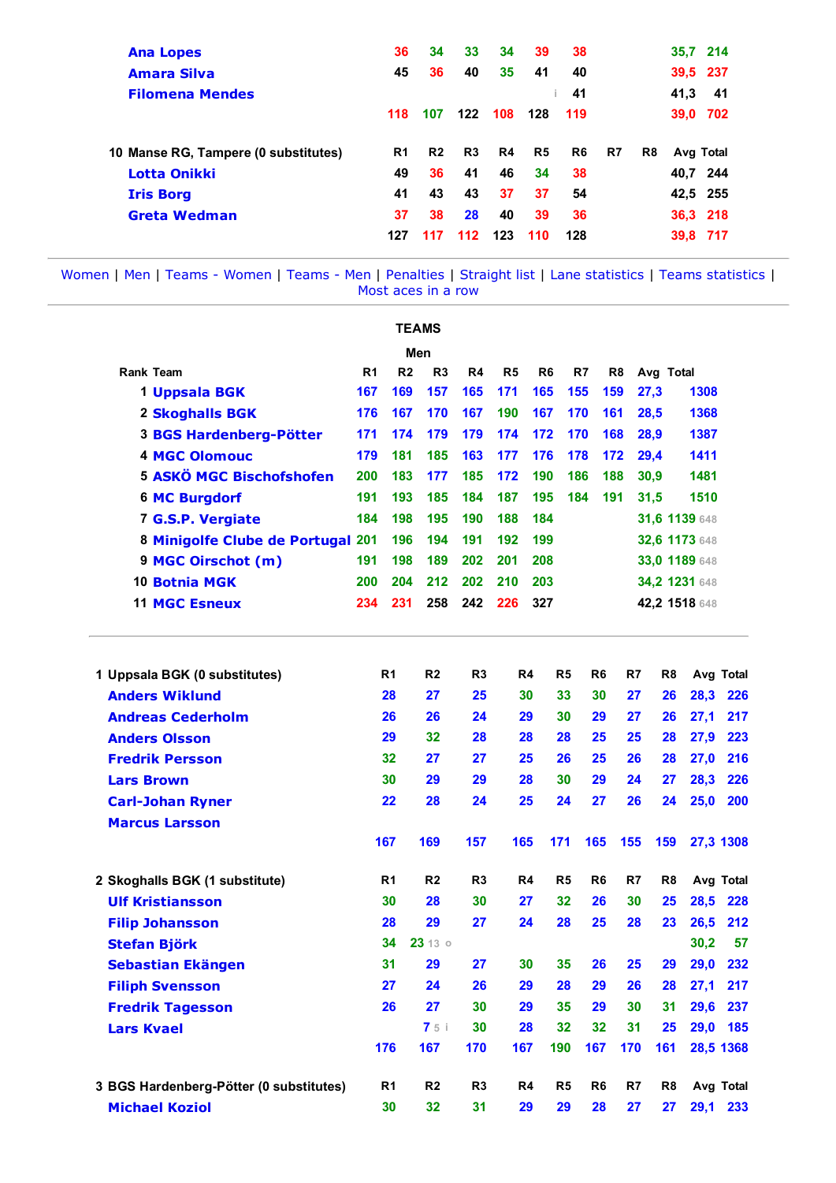| | R1 | R2 | R3 | R4 | R5 | R6 | R7 | R8 | Avg | Total |
|---|---|---|---|---|---|---|---|---|---|---|
| Ana Lopes | 36 | 34 | 33 | 34 | 39 | 38 | | | 35,7 | 214 |
| Amara Silva | 45 | 36 | 40 | 35 | 41 | 40 | | | 39,5 | 237 |
| Filomena Mendes | | | | | i | 41 | | | 41,3 | 41 |
| | 118 | 107 | 122 | 108 | 128 | 119 | | | 39,0 | 702 |

| 10 Manse RG, Tampere (0 substitutes) | R1 | R2 | R3 | R4 | R5 | R6 | R7 | R8 | Avg | Total |
|---|---|---|---|---|---|---|---|---|---|---|
| Lotta Onikki | 49 | 36 | 41 | 46 | 34 | 38 | | | 40,7 | 244 |
| Iris Borg | 41 | 43 | 43 | 37 | 37 | 54 | | | 42,5 | 255 |
| Greta Wedman | 37 | 38 | 28 | 40 | 39 | 36 | | | 36,3 | 218 |
| | 127 | 117 | 112 | 123 | 110 | 128 | | | 39,8 | 717 |

Women | Men | Teams - Women | Teams - Men | Penalties | Straight list | Lane statistics | Teams statistics | Most aces in a row

## TEAMS

### Men

| Rank | Team | R1 | R2 | R3 | R4 | R5 | R6 | R7 | R8 | Avg | Total |
|---|---|---|---|---|---|---|---|---|---|---|---|
| 1 | Uppsala BGK | 167 | 169 | 157 | 165 | 171 | 165 | 155 | 159 | 27,3 | 1308 |
| 2 | Skoghalls BGK | 176 | 167 | 170 | 167 | 190 | 167 | 170 | 161 | 28,5 | 1368 |
| 3 | BGS Hardenberg-Pötter | 171 | 174 | 179 | 179 | 174 | 172 | 170 | 168 | 28,9 | 1387 |
| 4 | MGC Olomouc | 179 | 181 | 185 | 163 | 177 | 176 | 178 | 172 | 29,4 | 1411 |
| 5 | ASKÖ MGC Bischofshofen | 200 | 183 | 177 | 185 | 172 | 190 | 186 | 188 | 30,9 | 1481 |
| 6 | MC Burgdorf | 191 | 193 | 185 | 184 | 187 | 195 | 184 | 191 | 31,5 | 1510 |
| 7 | G.S.P. Vergiate | 184 | 198 | 195 | 190 | 188 | 184 | | | 31,6 | 1139 648 |
| 8 | Minigolfe Clube de Portugal | 201 | 196 | 194 | 191 | 192 | 199 | | | 32,6 | 1173 648 |
| 9 | MGC Oirschot (m) | 191 | 198 | 189 | 202 | 201 | 208 | | | 33,0 | 1189 648 |
| 10 | Botnia MGK | 200 | 204 | 212 | 202 | 210 | 203 | | | 34,2 | 1231 648 |
| 11 | MGC Esneux | 234 | 231 | 258 | 242 | 226 | 327 | | | 42,2 | 1518 648 |

| 1 Uppsala BGK (0 substitutes) | R1 | R2 | R3 | R4 | R5 | R6 | R7 | R8 | Avg | Total |
|---|---|---|---|---|---|---|---|---|---|---|
| Anders Wiklund | 28 | 27 | 25 | 30 | 33 | 30 | 27 | 26 | 28,3 | 226 |
| Andreas Cederholm | 26 | 26 | 24 | 29 | 30 | 29 | 27 | 26 | 27,1 | 217 |
| Anders Olsson | 29 | 32 | 28 | 28 | 28 | 25 | 25 | 28 | 27,9 | 223 |
| Fredrik Persson | 32 | 27 | 27 | 25 | 26 | 25 | 26 | 28 | 27,0 | 216 |
| Lars Brown | 30 | 29 | 29 | 28 | 30 | 29 | 24 | 27 | 28,3 | 226 |
| Carl-Johan Ryner | 22 | 28 | 24 | 25 | 24 | 27 | 26 | 24 | 25,0 | 200 |
| Marcus Larsson | | | | | | | | | | |
| | 167 | 169 | 157 | 165 | 171 | 165 | 155 | 159 | 27,3 | 1308 |

| 2 Skoghalls BGK (1 substitute) | R1 | R2 | R3 | R4 | R5 | R6 | R7 | R8 | Avg | Total |
|---|---|---|---|---|---|---|---|---|---|---|
| Ulf Kristiansson | 30 | 28 | 30 | 27 | 32 | 26 | 30 | 25 | 28,5 | 228 |
| Filip Johansson | 28 | 29 | 27 | 24 | 28 | 25 | 28 | 23 | 26,5 | 212 |
| Stefan Björk | 34 | 23 13 o | | | | | | | 30,2 | 57 |
| Sebastian Ekängen | 31 | 29 | 27 | 30 | 35 | 26 | 25 | 29 | 29,0 | 232 |
| Filiph Svensson | 27 | 24 | 26 | 29 | 28 | 29 | 26 | 28 | 27,1 | 217 |
| Fredrik Tagesson | 26 | 27 | 30 | 29 | 35 | 29 | 30 | 31 | 29,6 | 237 |
| Lars Kvael | | 7 5 i | 30 | 28 | 32 | 32 | 31 | 25 | 29,0 | 185 |
| | 176 | 167 | 170 | 167 | 190 | 167 | 170 | 161 | 28,5 | 1368 |

| 3 BGS Hardenberg-Pötter (0 substitutes) | R1 | R2 | R3 | R4 | R5 | R6 | R7 | R8 | Avg | Total |
|---|---|---|---|---|---|---|---|---|---|---|
| Michael Koziol | 30 | 32 | 31 | 29 | 29 | 28 | 27 | 27 | 29,1 | 233 |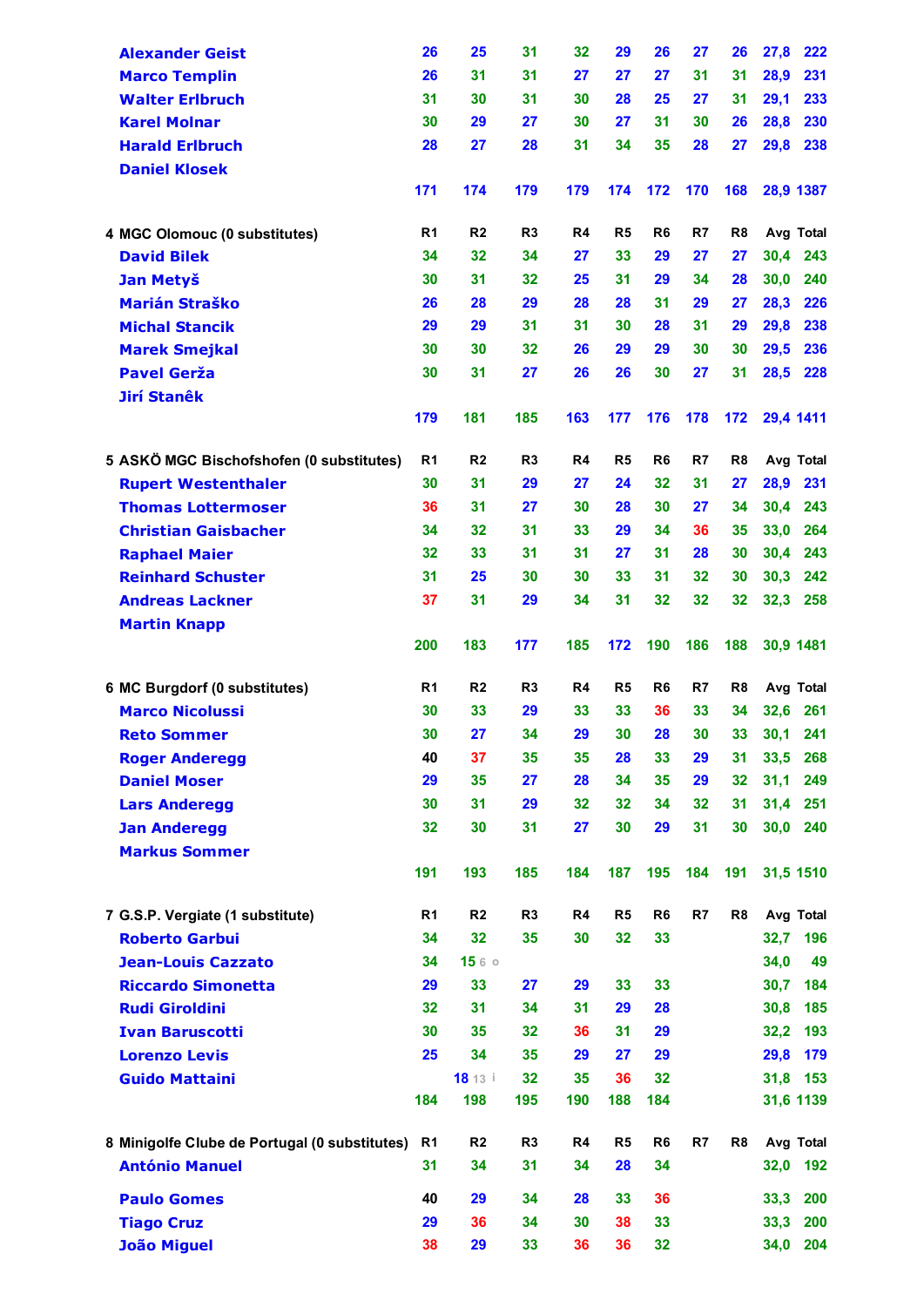| | R1 | R2 | R3 | R4 | R5 | R6 | R7 | R8 | Avg | Total |
|---|---|---|---|---|---|---|---|---|---|---|
| Alexander Geist | 26 | 25 | 31 | 32 | 29 | 26 | 27 | 26 | 27,8 | 222 |
| Marco Templin | 26 | 31 | 31 | 27 | 27 | 27 | 31 | 31 | 28,9 | 231 |
| Walter Erlbruch | 31 | 30 | 31 | 30 | 28 | 25 | 27 | 31 | 29,1 | 233 |
| Karel Molnar | 30 | 29 | 27 | 30 | 27 | 31 | 30 | 26 | 28,8 | 230 |
| Harald Erlbruch | 28 | 27 | 28 | 31 | 34 | 35 | 28 | 27 | 29,8 | 238 |
| Daniel Klosek | | | | | | | | | | |
| | 171 | 174 | 179 | 179 | 174 | 172 | 170 | 168 | 28,9 | 1387 |

| 4 MGC Olomouc (0 substitutes) | R1 | R2 | R3 | R4 | R5 | R6 | R7 | R8 | Avg | Total |
|---|---|---|---|---|---|---|---|---|---|---|
| David Bilek | 34 | 32 | 34 | 27 | 33 | 29 | 27 | 27 | 30,4 | 243 |
| Jan Metyš | 30 | 31 | 32 | 25 | 31 | 29 | 34 | 28 | 30,0 | 240 |
| Marián Straško | 26 | 28 | 29 | 28 | 28 | 31 | 29 | 27 | 28,3 | 226 |
| Michal Stancik | 29 | 29 | 31 | 31 | 30 | 28 | 31 | 29 | 29,8 | 238 |
| Marek Smejkal | 30 | 30 | 32 | 26 | 29 | 29 | 30 | 30 | 29,5 | 236 |
| Pavel Gerža | 30 | 31 | 27 | 26 | 26 | 30 | 27 | 31 | 28,5 | 228 |
| Jirí Stanêk | | | | | | | | | | |
| | 179 | 181 | 185 | 163 | 177 | 176 | 178 | 172 | 29,4 | 1411 |

| 5 ASKÖ MGC Bischofshofen (0 substitutes) | R1 | R2 | R3 | R4 | R5 | R6 | R7 | R8 | Avg | Total |
|---|---|---|---|---|---|---|---|---|---|---|
| Rupert Westenthaler | 30 | 31 | 29 | 27 | 24 | 32 | 31 | 27 | 28,9 | 231 |
| Thomas Lottermoser | 36 | 31 | 27 | 30 | 28 | 30 | 27 | 34 | 30,4 | 243 |
| Christian Gaisbacher | 34 | 32 | 31 | 33 | 29 | 34 | 36 | 35 | 33,0 | 264 |
| Raphael Maier | 32 | 33 | 31 | 31 | 27 | 31 | 28 | 30 | 30,4 | 243 |
| Reinhard Schuster | 31 | 25 | 30 | 30 | 33 | 31 | 32 | 30 | 30,3 | 242 |
| Andreas Lackner | 37 | 31 | 29 | 34 | 31 | 32 | 32 | 32 | 32,3 | 258 |
| Martin Knapp | | | | | | | | | | |
| | 200 | 183 | 177 | 185 | 172 | 190 | 186 | 188 | 30,9 | 1481 |

| 6 MC Burgdorf (0 substitutes) | R1 | R2 | R3 | R4 | R5 | R6 | R7 | R8 | Avg | Total |
|---|---|---|---|---|---|---|---|---|---|---|
| Marco Nicolussi | 30 | 33 | 29 | 33 | 33 | 36 | 33 | 34 | 32,6 | 261 |
| Reto Sommer | 30 | 27 | 34 | 29 | 30 | 28 | 30 | 33 | 30,1 | 241 |
| Roger Anderegg | 40 | 37 | 35 | 35 | 28 | 33 | 29 | 31 | 33,5 | 268 |
| Daniel Moser | 29 | 35 | 27 | 28 | 34 | 35 | 29 | 32 | 31,1 | 249 |
| Lars Anderegg | 30 | 31 | 29 | 32 | 32 | 34 | 32 | 31 | 31,4 | 251 |
| Jan Anderegg | 32 | 30 | 31 | 27 | 30 | 29 | 31 | 30 | 30,0 | 240 |
| Markus Sommer | | | | | | | | | | |
| | 191 | 193 | 185 | 184 | 187 | 195 | 184 | 191 | 31,5 | 1510 |

| 7 G.S.P. Vergiate (1 substitute) | R1 | R2 | R3 | R4 | R5 | R6 | R7 | R8 | Avg | Total |
|---|---|---|---|---|---|---|---|---|---|---|
| Roberto Garbui | 34 | 32 | 35 | 30 | 32 | 33 | | | 32,7 | 196 |
| Jean-Louis Cazzato | 34 | 15 6 o | | | | | | | 34,0 | 49 |
| Riccardo Simonetta | 29 | 33 | 27 | 29 | 33 | 33 | | | 30,7 | 184 |
| Rudi Giroldini | 32 | 31 | 34 | 31 | 29 | 28 | | | 30,8 | 185 |
| Ivan Baruscotti | 30 | 35 | 32 | 36 | 31 | 29 | | | 32,2 | 193 |
| Lorenzo Levis | 25 | 34 | 35 | 29 | 27 | 29 | | | 29,8 | 179 |
| Guido Mattaini | | 18 13 i | 32 | 35 | 36 | 32 | | | 31,8 | 153 |
| | 184 | 198 | 195 | 190 | 188 | 184 | | | 31,6 | 1139 |

| 8 Minigolfe Clube de Portugal (0 substitutes) | R1 | R2 | R3 | R4 | R5 | R6 | R7 | R8 | Avg | Total |
|---|---|---|---|---|---|---|---|---|---|---|
| António Manuel | 31 | 34 | 31 | 34 | 28 | 34 | | | 32,0 | 192 |
| Paulo Gomes | 40 | 29 | 34 | 28 | 33 | 36 | | | 33,3 | 200 |
| Tiago Cruz | 29 | 36 | 34 | 30 | 38 | 33 | | | 33,3 | 200 |
| João Miguel | 38 | 29 | 33 | 36 | 36 | 32 | | | 34,0 | 204 |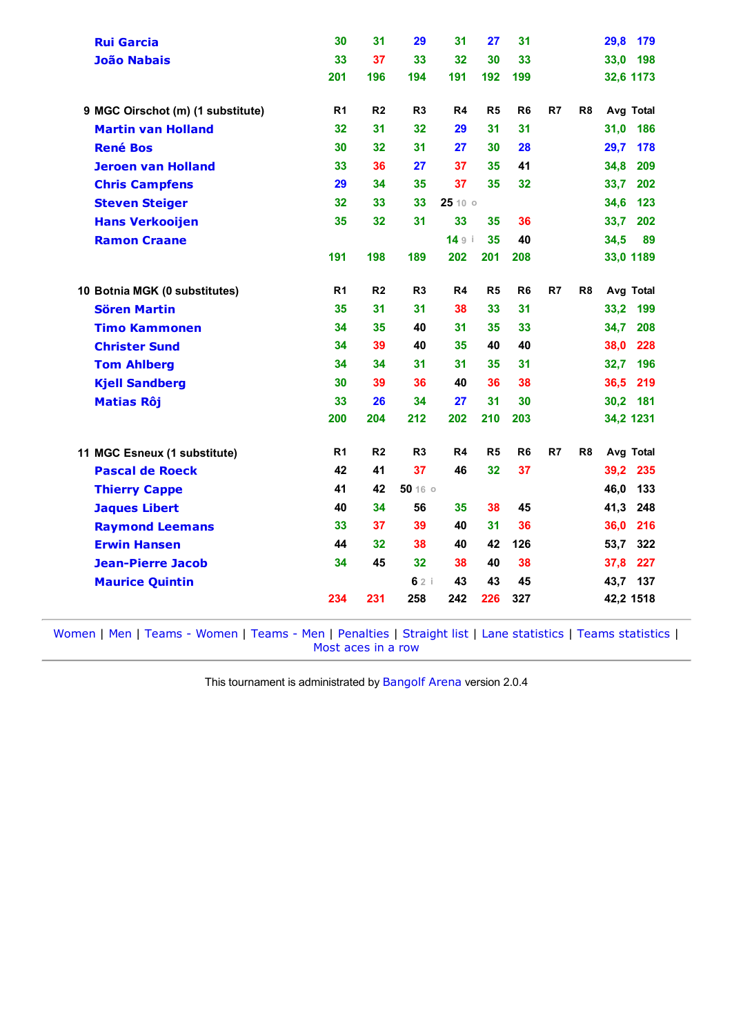| | R1 | R2 | R3 | R4 | R5 | R6 | R7 | R8 | Avg | Total |
|---|---|---|---|---|---|---|---|---|---|---|
| Rui Garcia | 30 | 31 | 29 | 31 | 27 | 31 | | | 29,8 | 179 |
| João Nabais | 33 | 37 | 33 | 32 | 30 | 33 | | | 33,0 | 198 |
| | 201 | 196 | 194 | 191 | 192 | 199 | | | 32,6 | 1173 |

| 9 MGC Oirschot (m) (1 substitute) | R1 | R2 | R3 | R4 | R5 | R6 | R7 | R8 | Avg | Total |
|---|---|---|---|---|---|---|---|---|---|---|
| Martin van Holland | 32 | 31 | 32 | 29 | 31 | 31 | | | 31,0 | 186 |
| René Bos | 30 | 32 | 31 | 27 | 30 | 28 | | | 29,7 | 178 |
| Jeroen van Holland | 33 | 36 | 27 | 37 | 35 | 41 | | | 34,8 | 209 |
| Chris Campfens | 29 | 34 | 35 | 37 | 35 | 32 | | | 33,7 | 202 |
| Steven Steiger | 32 | 33 | 33 | 25 10 o | | | | | 34,6 | 123 |
| Hans Verkooijen | 35 | 32 | 31 | 33 | 35 | 36 | | | 33,7 | 202 |
| Ramon Craane | | | | 14 9 i | 35 | 40 | | | 34,5 | 89 |
| | 191 | 198 | 189 | 202 | 201 | 208 | | | 33,0 | 1189 |

| 10 Botnia MGK (0 substitutes) | R1 | R2 | R3 | R4 | R5 | R6 | R7 | R8 | Avg | Total |
|---|---|---|---|---|---|---|---|---|---|---|
| Sören Martin | 35 | 31 | 31 | 38 | 33 | 31 | | | 33,2 | 199 |
| Timo Kammonen | 34 | 35 | 40 | 31 | 35 | 33 | | | 34,7 | 208 |
| Christer Sund | 34 | 39 | 40 | 35 | 40 | 40 | | | 38,0 | 228 |
| Tom Ahlberg | 34 | 34 | 31 | 31 | 35 | 31 | | | 32,7 | 196 |
| Kjell Sandberg | 30 | 39 | 36 | 40 | 36 | 38 | | | 36,5 | 219 |
| Matias Rôj | 33 | 26 | 34 | 27 | 31 | 30 | | | 30,2 | 181 |
| | 200 | 204 | 212 | 202 | 210 | 203 | | | 34,2 | 1231 |

| 11 MGC Esneux (1 substitute) | R1 | R2 | R3 | R4 | R5 | R6 | R7 | R8 | Avg | Total |
|---|---|---|---|---|---|---|---|---|---|---|
| Pascal de Roeck | 42 | 41 | 37 | 46 | 32 | 37 | | | 39,2 | 235 |
| Thierry Cappe | 41 | 42 | 50 16 o | | | | | | 46,0 | 133 |
| Jaques Libert | 40 | 34 | 56 | 35 | 38 | 45 | | | 41,3 | 248 |
| Raymond Leemans | 33 | 37 | 39 | 40 | 31 | 36 | | | 36,0 | 216 |
| Erwin Hansen | 44 | 32 | 38 | 40 | 42 | 126 | | | 53,7 | 322 |
| Jean-Pierre Jacob | 34 | 45 | 32 | 38 | 40 | 38 | | | 37,8 | 227 |
| Maurice Quintin | | | 6 2 i | 43 | 43 | 45 | | | 43,7 | 137 |
| | 234 | 231 | 258 | 242 | 226 | 327 | | | 42,2 | 1518 |

Women | Men | Teams - Women | Teams - Men | Penalties | Straight list | Lane statistics | Teams statistics | Most aces in a row

This tournament is administrated by Bangolf Arena version 2.0.4